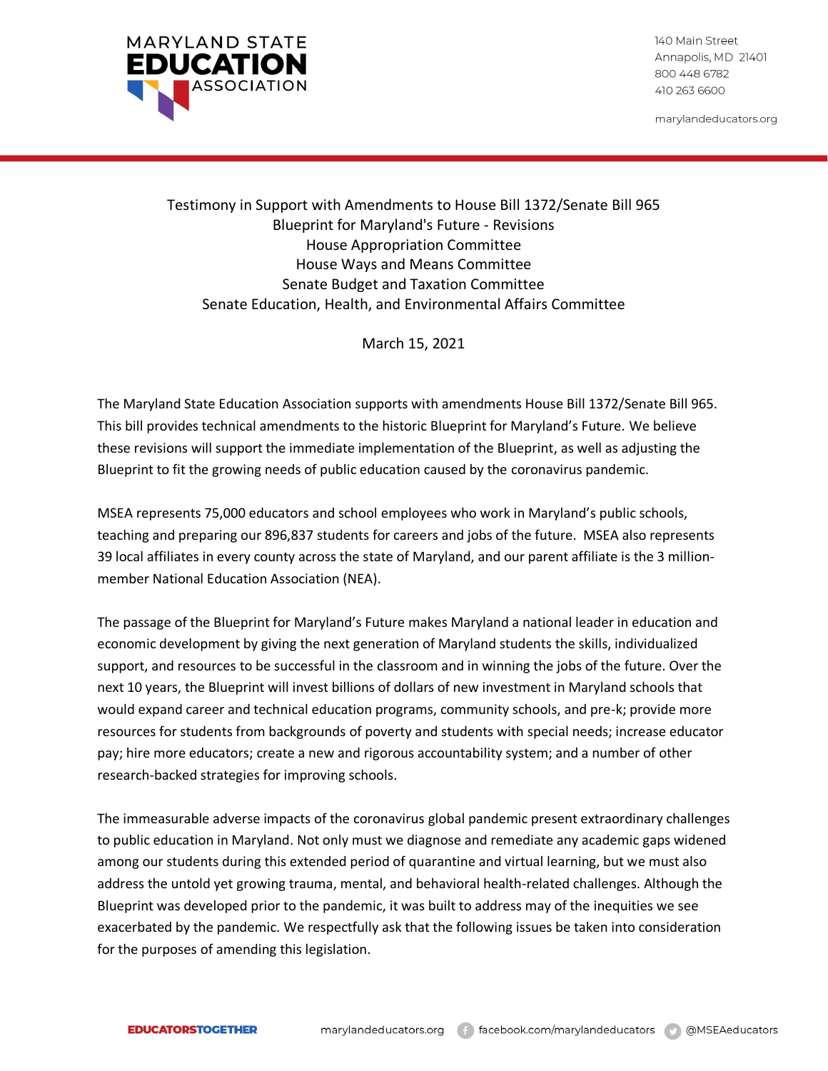# MARYLAND STATE EDUCATION ASSOCIATION

140 Main Street
Annapolis, MD 21401
800 448 6782
410 263 6600

marylandeducators.org

Testimony in Support with Amendments to House Bill 1372/Senate Bill 965
Blueprint for Maryland's Future - Revisions
House Appropriation Committee
House Ways and Means Committee
Senate Budget and Taxation Committee
Senate Education, Health, and Environmental Affairs Committee

March 15, 2021

The Maryland State Education Association supports with amendments House Bill 1372/Senate Bill 965. This bill provides technical amendments to the historic Blueprint for Maryland's Future. We believe these revisions will support the immediate implementation of the Blueprint, as well as adjusting the Blueprint to fit the growing needs of public education caused by the coronavirus pandemic.

MSEA represents 75,000 educators and school employees who work in Maryland's public schools, teaching and preparing our 896,837 students for careers and jobs of the future. MSEA also represents 39 local affiliates in every county across the state of Maryland, and our parent affiliate is the 3 million-member National Education Association (NEA).

The passage of the Blueprint for Maryland's Future makes Maryland a national leader in education and economic development by giving the next generation of Maryland students the skills, individualized support, and resources to be successful in the classroom and in winning the jobs of the future. Over the next 10 years, the Blueprint will invest billions of dollars of new investment in Maryland schools that would expand career and technical education programs, community schools, and pre-k; provide more resources for students from backgrounds of poverty and students with special needs; increase educator pay; hire more educators; create a new and rigorous accountability system; and a number of other research-backed strategies for improving schools.

The immeasurable adverse impacts of the coronavirus global pandemic present extraordinary challenges to public education in Maryland. Not only must we diagnose and remediate any academic gaps widened among our students during this extended period of quarantine and virtual learning, but we must also address the untold yet growing trauma, mental, and behavioral health-related challenges. Although the Blueprint was developed prior to the pandemic, it was built to address may of the inequities we see exacerbated by the pandemic. We respectfully ask that the following issues be taken into consideration for the purposes of amending this legislation.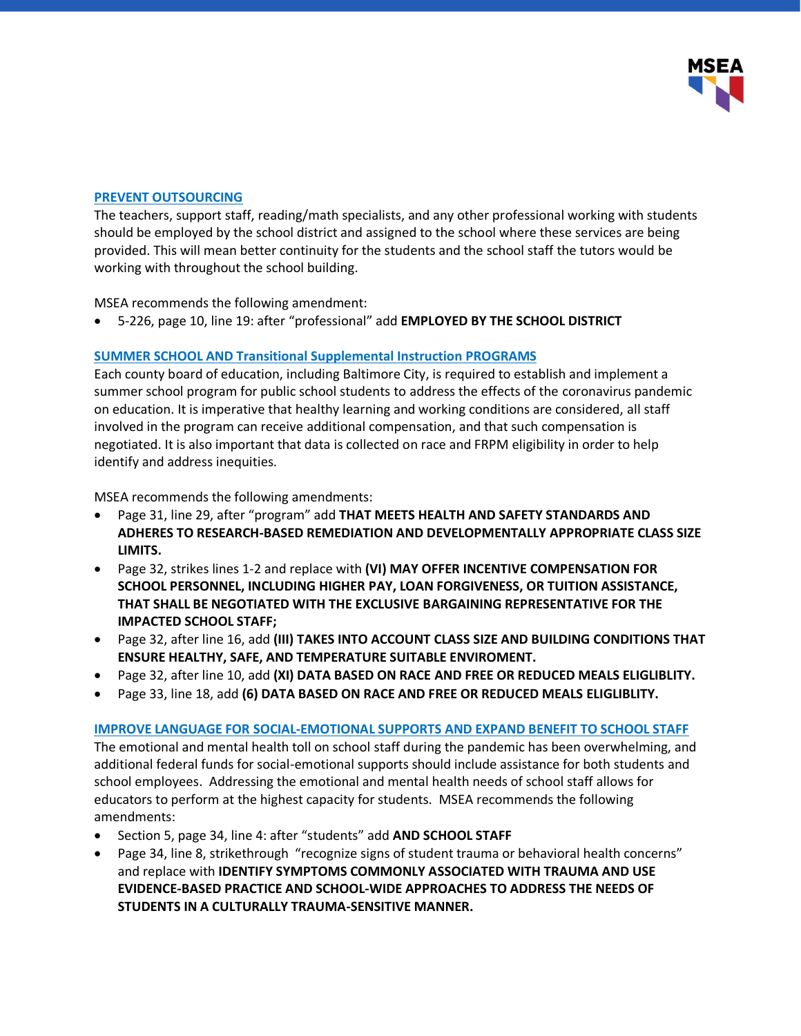## PREVENT OUTSOURCING

The teachers, support staff, reading/math specialists, and any other professional working with students should be employed by the school district and assigned to the school where these services are being provided. This will mean better continuity for the students and the school staff the tutors would be working with throughout the school building.

MSEA recommends the following amendment:

- 5-226, page 10, line 19: after "professional" add **EMPLOYED BY THE SCHOOL DISTRICT**

## SUMMER SCHOOL AND Transitional Supplemental Instruction PROGRAMS

Each county board of education, including Baltimore City, is required to establish and implement a summer school program for public school students to address the effects of the coronavirus pandemic on education. It is imperative that healthy learning and working conditions are considered, all staff involved in the program can receive additional compensation, and that such compensation is negotiated. It is also important that data is collected on race and FRPM eligibility in order to help identify and address inequities.

MSEA recommends the following amendments:

- Page 31, line 29, after "program" add **THAT MEETS HEALTH AND SAFETY STANDARDS AND ADHERES TO RESEARCH-BASED REMEDIATION AND DEVELOPMENTALLY APPROPRIATE CLASS SIZE LIMITS.**
- Page 32, strikes lines 1-2 and replace with **(VI) MAY OFFER INCENTIVE COMPENSATION FOR SCHOOL PERSONNEL, INCLUDING HIGHER PAY, LOAN FORGIVENESS, OR TUITION ASSISTANCE, THAT SHALL BE NEGOTIATED WITH THE EXCLUSIVE BARGAINING REPRESENTATIVE FOR THE IMPACTED SCHOOL STAFF;**
- Page 32, after line 16, add **(III) TAKES INTO ACCOUNT CLASS SIZE AND BUILDING CONDITIONS THAT ENSURE HEALTHY, SAFE, AND TEMPERATURE SUITABLE ENVIROMENT.**
- Page 32, after line 10, add **(XI) DATA BASED ON RACE AND FREE OR REDUCED MEALS ELIGLIBLITY.**
- Page 33, line 18, add **(6) DATA BASED ON RACE AND FREE OR REDUCED MEALS ELIGLIBLITY.**

## IMPROVE LANGUAGE FOR SOCIAL-EMOTIONAL SUPPORTS AND EXPAND BENEFIT TO SCHOOL STAFF

The emotional and mental health toll on school staff during the pandemic has been overwhelming, and additional federal funds for social-emotional supports should include assistance for both students and school employees. Addressing the emotional and mental health needs of school staff allows for educators to perform at the highest capacity for students. MSEA recommends the following amendments:

- Section 5, page 34, line 4: after "students" add **AND SCHOOL STAFF**
- Page 34, line 8, strikethrough "recognize signs of student trauma or behavioral health concerns" and replace with **IDENTIFY SYMPTOMS COMMONLY ASSOCIATED WITH TRAUMA AND USE EVIDENCE-BASED PRACTICE AND SCHOOL-WIDE APPROACHES TO ADDRESS THE NEEDS OF STUDENTS IN A CULTURALLY TRAUMA-SENSITIVE MANNER.**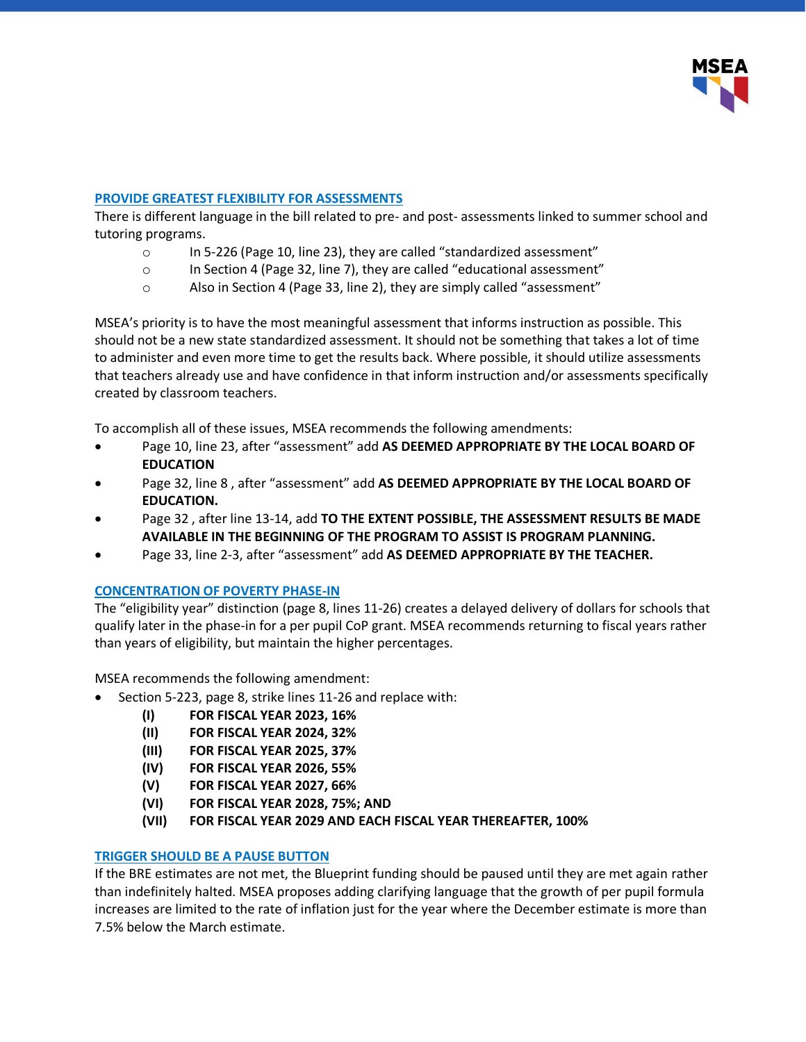## PROVIDE GREATEST FLEXIBILITY FOR ASSESSMENTS

There is different language in the bill related to pre- and post- assessments linked to summer school and tutoring programs.

- In 5-226 (Page 10, line 23), they are called "standardized assessment"
- In Section 4 (Page 32, line 7), they are called "educational assessment"
- Also in Section 4 (Page 33, line 2), they are simply called "assessment"

MSEA's priority is to have the most meaningful assessment that informs instruction as possible. This should not be a new state standardized assessment. It should not be something that takes a lot of time to administer and even more time to get the results back. Where possible, it should utilize assessments that teachers already use and have confidence in that inform instruction and/or assessments specifically created by classroom teachers.

To accomplish all of these issues, MSEA recommends the following amendments:

- Page 10, line 23, after "assessment" add **AS DEEMED APPROPRIATE BY THE LOCAL BOARD OF EDUCATION**
- Page 32, line 8 , after "assessment" add **AS DEEMED APPROPRIATE BY THE LOCAL BOARD OF EDUCATION.**
- Page 32 , after line 13-14, add **TO THE EXTENT POSSIBLE, THE ASSESSMENT RESULTS BE MADE AVAILABLE IN THE BEGINNING OF THE PROGRAM TO ASSIST IS PROGRAM PLANNING.**
- Page 33, line 2-3, after "assessment" add **AS DEEMED APPROPRIATE BY THE TEACHER.**

## CONCENTRATION OF POVERTY PHASE-IN

The "eligibility year" distinction (page 8, lines 11-26) creates a delayed delivery of dollars for schools that qualify later in the phase-in for a per pupil CoP grant. MSEA recommends returning to fiscal years rather than years of eligibility, but maintain the higher percentages.

MSEA recommends the following amendment:

- Section 5-223, page 8, strike lines 11-26 and replace with:
  - **(I) FOR FISCAL YEAR 2023, 16%**
  - **(II) FOR FISCAL YEAR 2024, 32%**
  - **(III) FOR FISCAL YEAR 2025, 37%**
  - **(IV) FOR FISCAL YEAR 2026, 55%**
  - **(V) FOR FISCAL YEAR 2027, 66%**
  - **(VI) FOR FISCAL YEAR 2028, 75%; AND**
  - **(VII) FOR FISCAL YEAR 2029 AND EACH FISCAL YEAR THEREAFTER, 100%**

## TRIGGER SHOULD BE A PAUSE BUTTON

If the BRE estimates are not met, the Blueprint funding should be paused until they are met again rather than indefinitely halted. MSEA proposes adding clarifying language that the growth of per pupil formula increases are limited to the rate of inflation just for the year where the December estimate is more than 7.5% below the March estimate.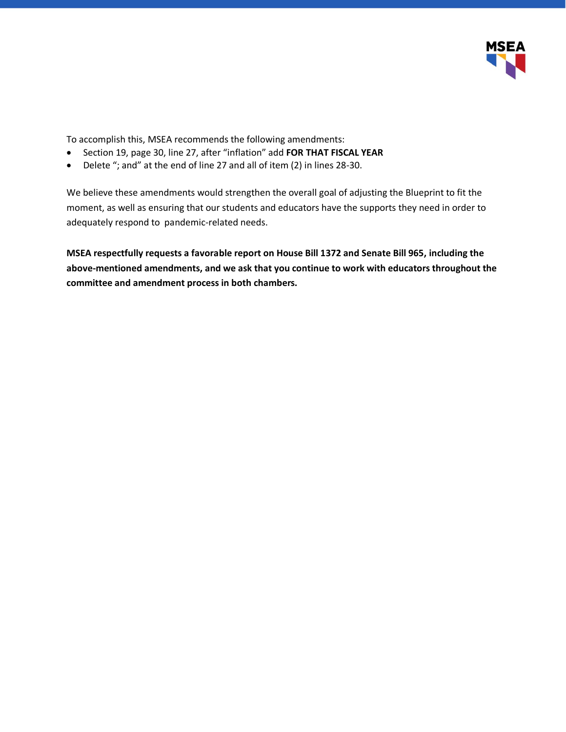To accomplish this, MSEA recommends the following amendments:

- Section 19, page 30, line 27, after "inflation" add **FOR THAT FISCAL YEAR**
- Delete "; and" at the end of line 27 and all of item (2) in lines 28-30.

We believe these amendments would strengthen the overall goal of adjusting the Blueprint to fit the moment, as well as ensuring that our students and educators have the supports they need in order to adequately respond to pandemic-related needs.

**MSEA respectfully requests a favorable report on House Bill 1372 and Senate Bill 965, including the above-mentioned amendments, and we ask that you continue to work with educators throughout the committee and amendment process in both chambers.**